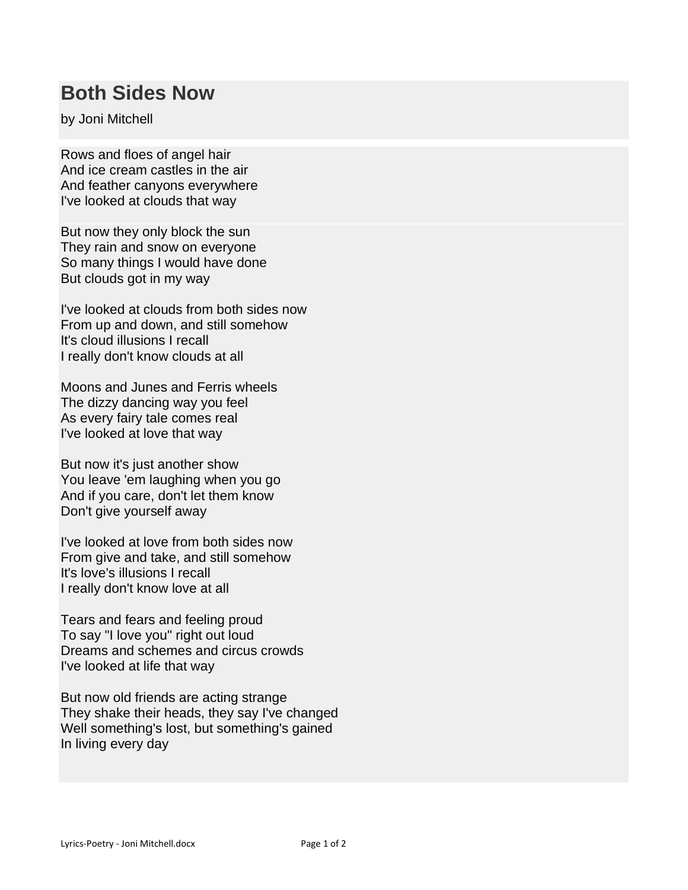## **Both Sides Now**

by Joni Mitchell

Rows and floes of angel hair And ice cream castles in the air And feather canyons everywhere I've looked at clouds that way

But now they only block the sun They rain and snow on everyone So many things I would have done But clouds got in my way

I've looked at clouds from both sides now From up and down, and still somehow It's cloud illusions I recall I really don't know clouds at all

Moons and Junes and Ferris wheels The dizzy dancing way you feel As every fairy tale comes real I've looked at love that way

But now it's just another show You leave 'em laughing when you go And if you care, don't let them know Don't give yourself away

I've looked at love from both sides now From give and take, and still somehow It's love's illusions I recall I really don't know love at all

Tears and fears and feeling proud To say "I love you" right out loud Dreams and schemes and circus crowds I've looked at life that way

But now old friends are acting strange They shake their heads, they say I've changed Well something's lost, but something's gained In living every day